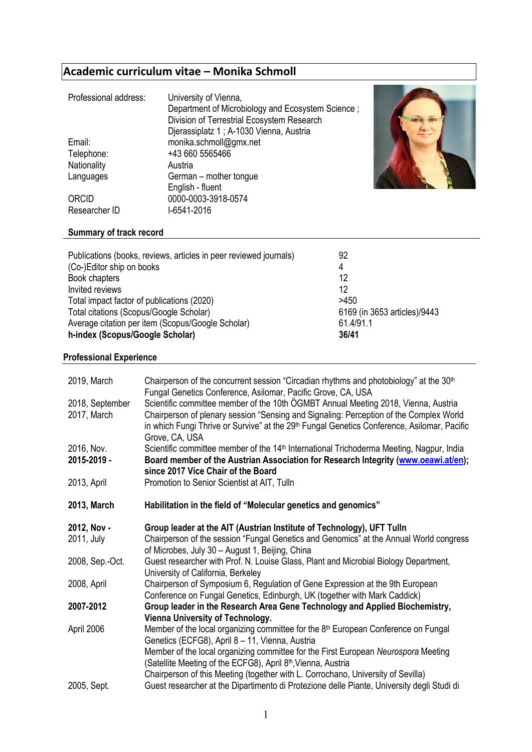# Academic curriculum vitae – Monika Schmoll

| | |
|---|---|
| Professional address: | University of Vienna, Department of Microbiology and Ecosystem Science ; Division of Terrestrial Ecosystem Research Djerassiplatz 1 ; A-1030 Vienna, Austria |
| Email: | monika.schmoll@gmx.net |
| Telephone: | +43 660 5565466 |
| Nationality | Austria |
| Languages | German – mother tongue<br>English - fluent |
| ORCID | 0000-0003-3918-0574 |
| Researcher ID | I-6541-2016 |

## Summary of track record

| | |
|---|---|
| Publications (books, reviews, articles in peer reviewed journals) | 92 |
| (Co-)Editor ship on books | 4 |
| Book chapters | 12 |
| Invited reviews | 12 |
| Total impact factor of publications (2020) | >450 |
| Total citations (Scopus/Google Scholar) | 6169 (in 3653 articles)/9443 |
| Average citation per item (Scopus/Google Scholar) | 61.4/91.1 |
| **h-index (Scopus/Google Scholar)** | **36/41** |

## Professional Experience

| | |
|---|---|
| 2019, March | Chairperson of the concurrent session "Circadian rhythms and photobiology" at the 30th Fungal Genetics Conference, Asilomar, Pacific Grove, CA, USA |
| 2018, September | Scientific committee member of the 10th ÖGMBT Annual Meeting 2018, Vienna, Austria |
| 2017, March | Chairperson of plenary session "Sensing and Signaling: Perception of the Complex World in which Fungi Thrive or Survive" at the 29th Fungal Genetics Conference, Asilomar, Pacific Grove, CA, USA |
| 2016, Nov. | Scientific committee member of the 14th International Trichoderma Meeting, Nagpur, India |
| **2015-2019 -** | **Board member of the Austrian Association for Research Integrity ([www.oeawi.at/en](http://www.oeawi.at/en)); since 2017 Vice Chair of the Board** |
| 2013, April | Promotion to Senior Scientist at AIT, Tulln |
| **2013, March** | **Habilitation in the field of "Molecular genetics and genomics"** |
| **2012, Nov -** | **Group leader at the AIT (Austrian Institute of Technology), UFT Tulln** |
| 2011, July | Chairperson of the session "Fungal Genetics and Genomics" at the Annual World congress of Microbes, July 30 – August 1, Beijing, China |
| 2008, Sep.-Oct. | Guest researcher with Prof. N. Louise Glass, Plant and Microbial Biology Department, University of California, Berkeley |
| 2008, April | Chairperson of Symposium 6, Regulation of Gene Expression at the 9th European Conference on Fungal Genetics, Edinburgh, UK (together with Mark Caddick) |
| **2007-2012** | **Group leader in the Research Area Gene Technology and Applied Biochemistry, Vienna University of Technology.** |
| April 2006 | Member of the local organizing committee for the 8th European Conference on Fungal Genetics (ECFG8), April 8 – 11, Vienna, Austria<br>Member of the local organizing committee for the First European *Neurospora* Meeting (Satellite Meeting of the ECFG8), April 8th, Vienna, Austria<br>Chairperson of this Meeting (together with L. Corrochano, University of Sevilla) |
| 2005, Sept. | Guest researcher at the Dipartimento di Protezione delle Piante, University degli Studi di |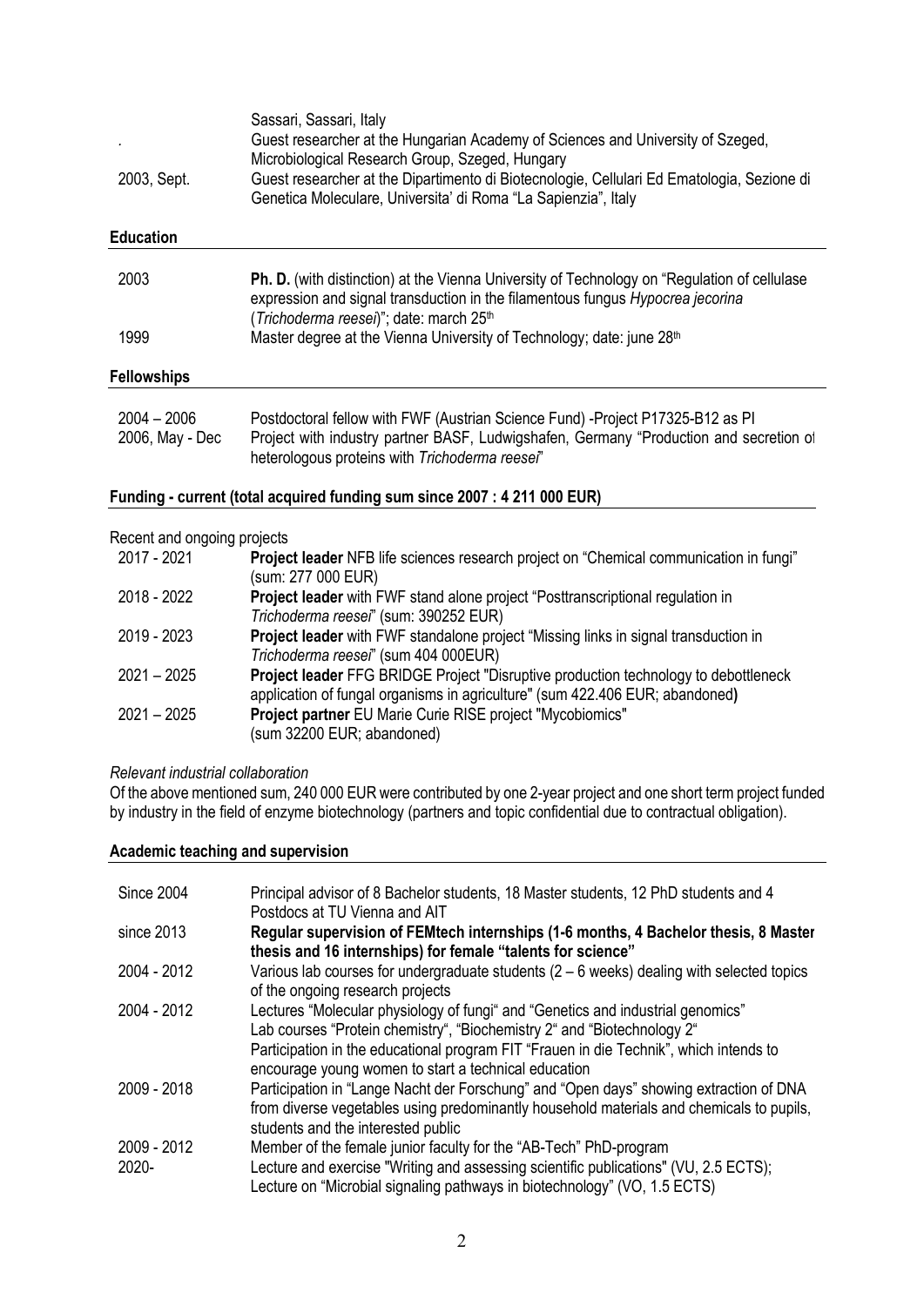| | |
|---|---|
| | Sassari, Sassari, Italy |
| . | Guest researcher at the Hungarian Academy of Sciences and University of Szeged, Microbiological Research Group, Szeged, Hungary |
| 2003, Sept. | Guest researcher at the Dipartimento di Biotecnologie, Cellulari Ed Ematologia, Sezione di Genetica Moleculare, Universita' di Roma "La Sapienzia", Italy |

## Education

| | |
|---|---|
| 2003 | **Ph. D.** (with distinction) at the Vienna University of Technology on "Regulation of cellulase expression and signal transduction in the filamentous fungus *Hypocrea jecorina* (*Trichoderma reesei*)"; date: march 25th |
| 1999 | Master degree at the Vienna University of Technology; date: june 28th |

## Fellowships

| | |
|---|---|
| 2004 – 2006 | Postdoctoral fellow with FWF (Austrian Science Fund) -Project P17325-B12 as PI |
| 2006, May - Dec | Project with industry partner BASF, Ludwigshafen, Germany "Production and secretion of heterologous proteins with *Trichoderma reesei*" |

## Funding - current (total acquired funding sum since 2007 : 4 211 000 EUR)

Recent and ongoing projects

| | |
|---|---|
| 2017 - 2021 | **Project leader** NFB life sciences research project on "Chemical communication in fungi" (sum: 277 000 EUR) |
| 2018 - 2022 | **Project leader** with FWF stand alone project "Posttranscriptional regulation in *Trichoderma reesei*" (sum: 390252 EUR) |
| 2019 - 2023 | **Project leader** with FWF standalone project "Missing links in signal transduction in *Trichoderma reesei*" (sum 404 000EUR) |
| 2021 – 2025 | **Project leader** FFG BRIDGE Project "Disruptive production technology to debottleneck application of fungal organisms in agriculture" (sum 422.406 EUR; abandoned**)** |
| 2021 – 2025 | **Project partner** EU Marie Curie RISE project "Mycobiomics" (sum 32200 EUR; abandoned) |

*Relevant industrial collaboration*

Of the above mentioned sum, 240 000 EUR were contributed by one 2-year project and one short term project funded by industry in the field of enzyme biotechnology (partners and topic confidential due to contractual obligation).

## Academic teaching and supervision

| | |
|---|---|
| Since 2004 | Principal advisor of 8 Bachelor students, 18 Master students, 12 PhD students and 4 Postdocs at TU Vienna and AIT |
| since 2013 | **Regular supervision of FEMtech internships (1-6 months, 4 Bachelor thesis, 8 Master thesis and 16 internships) for female "talents for science"** |
| 2004 - 2012 | Various lab courses for undergraduate students (2 – 6 weeks) dealing with selected topics of the ongoing research projects |
| 2004 - 2012 | Lectures "Molecular physiology of fungi" and "Genetics and industrial genomics"<br>Lab courses "Protein chemistry", "Biochemistry 2" and "Biotechnology 2"<br>Participation in the educational program FIT "Frauen in die Technik", which intends to encourage young women to start a technical education |
| 2009 - 2018 | Participation in "Lange Nacht der Forschung" and "Open days" showing extraction of DNA from diverse vegetables using predominantly household materials and chemicals to pupils, students and the interested public |
| 2009 - 2012 | Member of the female junior faculty for the "AB-Tech" PhD-program |
| 2020- | Lecture and exercise "Writing and assessing scientific publications" (VU, 2.5 ECTS);<br>Lecture on "Microbial signaling pathways in biotechnology" (VO, 1.5 ECTS) |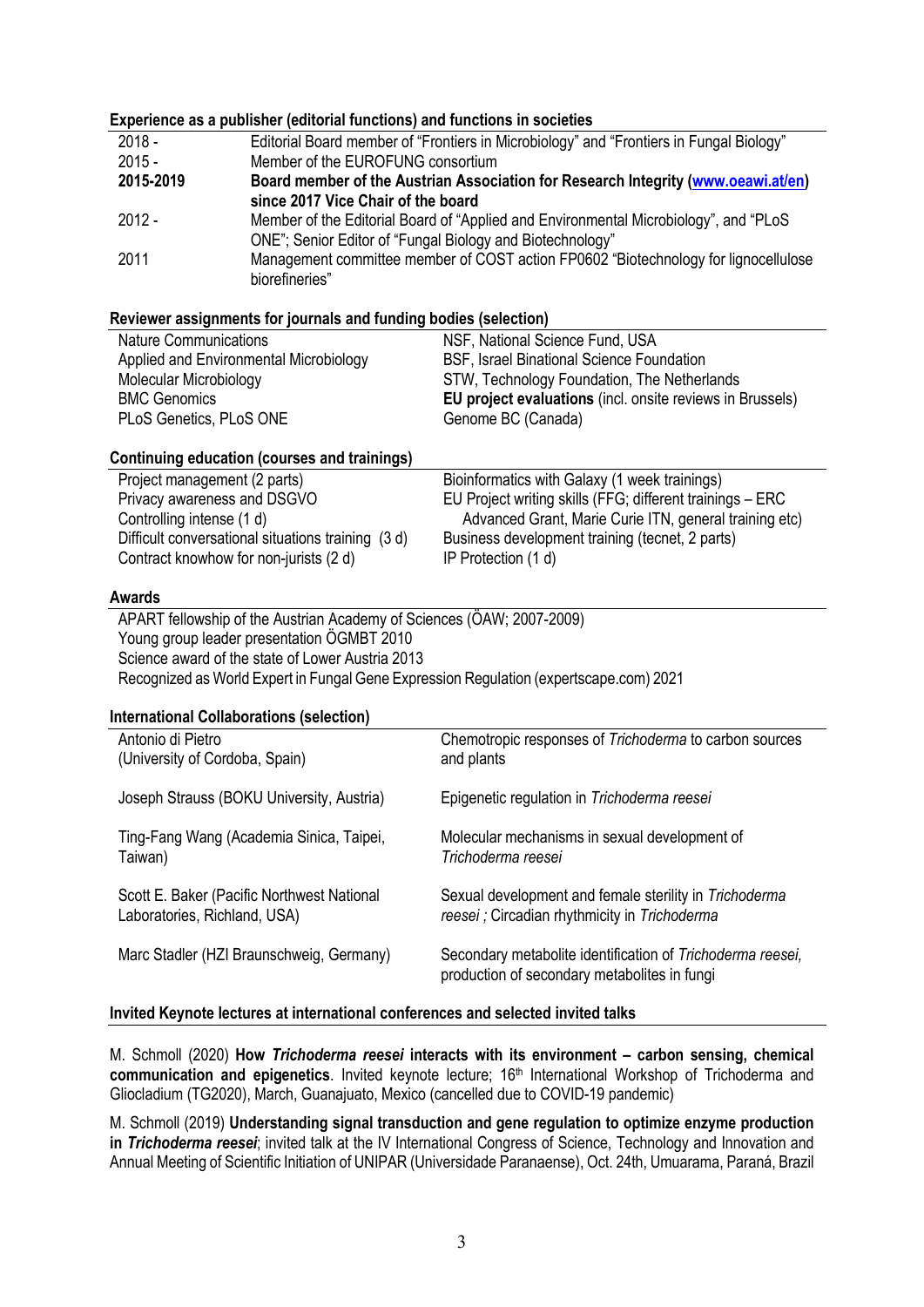#### Experience as a publisher (editorial functions) and functions in societies

| | |
|---|---|
| 2018 - | Editorial Board member of "Frontiers in Microbiology" and "Frontiers in Fungal Biology" |
| 2015 - | Member of the EUROFUNG consortium |
| **2015-2019** | **Board member of the Austrian Association for Research Integrity ([www.oeawi.at/en](www.oeawi.at/en)) since 2017 Vice Chair of the board** |
| 2012 - | Member of the Editorial Board of "Applied and Environmental Microbiology", and "PLoS ONE"; Senior Editor of "Fungal Biology and Biotechnology" |
| 2011 | Management committee member of COST action FP0602 "Biotechnology for lignocellulose biorefineries" |

#### Reviewer assignments for journals and funding bodies (selection)

| | |
|---|---|
| Nature Communications | NSF, National Science Fund, USA |
| Applied and Environmental Microbiology | BSF, Israel Binational Science Foundation |
| Molecular Microbiology | STW, Technology Foundation, The Netherlands |
| BMC Genomics | **EU project evaluations** (incl. onsite reviews in Brussels) |
| PLoS Genetics, PLoS ONE | Genome BC (Canada) |

#### Continuing education (courses and trainings)

| | |
|---|---|
| Project management (2 parts) | Bioinformatics with Galaxy (1 week trainings) |
| Privacy awareness and DSGVO | EU Project writing skills (FFG; different trainings – ERC Advanced Grant, Marie Curie ITN, general training etc) |
| Controlling intense (1 d) | |
| Difficult conversational situations training (3 d) | Business development training (tecnet, 2 parts) |
| Contract knowhow for non-jurists (2 d) | IP Protection (1 d) |

#### Awards

APART fellowship of the Austrian Academy of Sciences (ÖAW; 2007-2009)
Young group leader presentation ÖGMBT 2010
Science award of the state of Lower Austria 2013
Recognized as World Expert in Fungal Gene Expression Regulation (expertscape.com) 2021

#### International Collaborations (selection)

| | |
|---|---|
| Antonio di Pietro (University of Cordoba, Spain) | Chemotropic responses of *Trichoderma* to carbon sources and plants |
| Joseph Strauss (BOKU University, Austria) | Epigenetic regulation in *Trichoderma reesei* |
| Ting-Fang Wang (Academia Sinica, Taipei, Taiwan) | Molecular mechanisms in sexual development of *Trichoderma reesei* |
| Scott E. Baker (Pacific Northwest National Laboratories, Richland, USA) | Sexual development and female sterility in *Trichoderma reesei* ; Circadian rhythmicity in *Trichoderma* |
| Marc Stadler (HZI Braunschweig, Germany) | Secondary metabolite identification of *Trichoderma reesei*, production of secondary metabolites in fungi |

#### Invited Keynote lectures at international conferences and selected invited talks

M. Schmoll (2020) **How *Trichoderma reesei* interacts with its environment – carbon sensing, chemical communication and epigenetics**. Invited keynote lecture; 16th International Workshop of Trichoderma and Gliocladium (TG2020), March, Guanajuato, Mexico (cancelled due to COVID-19 pandemic)

M. Schmoll (2019) **Understanding signal transduction and gene regulation to optimize enzyme production in *Trichoderma reesei***; invited talk at the IV International Congress of Science, Technology and Innovation and Annual Meeting of Scientific Initiation of UNIPAR (Universidade Paranaense), Oct. 24th, Umuarama, Paraná, Brazil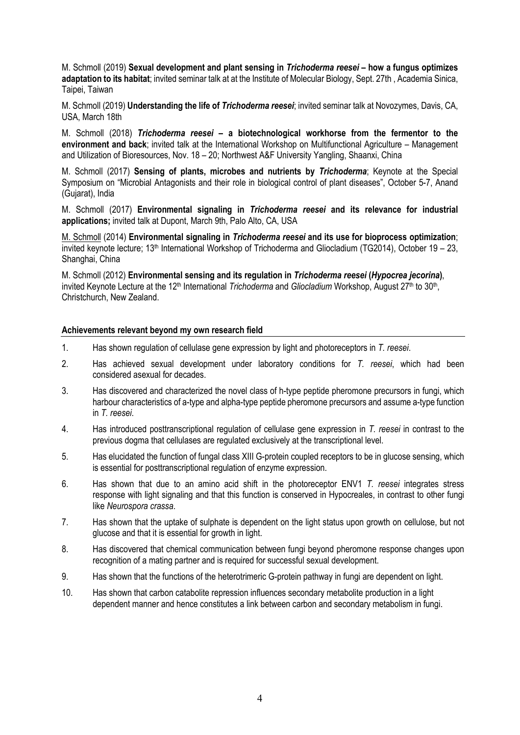M. Schmoll (2019) **Sexual development and plant sensing in *Trichoderma reesei* – how a fungus optimizes adaptation to its habitat**; invited seminar talk at at the Institute of Molecular Biology, Sept. 27th , Academia Sinica, Taipei, Taiwan

M. Schmoll (2019) **Understanding the life of *Trichoderma reesei***; invited seminar talk at Novozymes, Davis, CA, USA, March 18th

M. Schmoll (2018) ***Trichoderma reesei* – a biotechnological workhorse from the fermentor to the environment and back**; invited talk at the International Workshop on Multifunctional Agriculture – Management and Utilization of Bioresources, Nov. 18 – 20; Northwest A&F University Yangling, Shaanxi, China

M. Schmoll (2017) **Sensing of plants, microbes and nutrients by *Trichoderma***; Keynote at the Special Symposium on "Microbial Antagonists and their role in biological control of plant diseases", October 5-7, Anand (Gujarat), India

M. Schmoll (2017) **Environmental signaling in *Trichoderma reesei* and its relevance for industrial applications;** invited talk at Dupont, March 9th, Palo Alto, CA, USA

M. Schmoll (2014) **Environmental signaling in *Trichoderma reesei* and its use for bioprocess optimization**; invited keynote lecture; 13th International Workshop of Trichoderma and Gliocladium (TG2014), October 19 – 23, Shanghai, China

M. Schmoll (2012) **Environmental sensing and its regulation in *Trichoderma reesei* (*Hypocrea jecorina*)**, invited Keynote Lecture at the 12th International *Trichoderma* and *Gliocladium* Workshop, August 27th to 30th, Christchurch, New Zealand.

## Achievements relevant beyond my own research field

1. Has shown regulation of cellulase gene expression by light and photoreceptors in *T. reesei*.
2. Has achieved sexual development under laboratory conditions for *T. reesei*, which had been considered asexual for decades.
3. Has discovered and characterized the novel class of h-type peptide pheromone precursors in fungi, which harbour characteristics of a-type and alpha-type peptide pheromone precursors and assume a-type function in *T. reesei*.
4. Has introduced posttranscriptional regulation of cellulase gene expression in *T. reesei* in contrast to the previous dogma that cellulases are regulated exclusively at the transcriptional level.
5. Has elucidated the function of fungal class XIII G-protein coupled receptors to be in glucose sensing, which is essential for posttranscriptional regulation of enzyme expression.
6. Has shown that due to an amino acid shift in the photoreceptor ENV1 *T. reesei* integrates stress response with light signaling and that this function is conserved in Hypocreales, in contrast to other fungi like *Neurospora crassa*.
7. Has shown that the uptake of sulphate is dependent on the light status upon growth on cellulose, but not glucose and that it is essential for growth in light.
8. Has discovered that chemical communication between fungi beyond pheromone response changes upon recognition of a mating partner and is required for successful sexual development.
9. Has shown that the functions of the heterotrimeric G-protein pathway in fungi are dependent on light.
10. Has shown that carbon catabolite repression influences secondary metabolite production in a light dependent manner and hence constitutes a link between carbon and secondary metabolism in fungi.